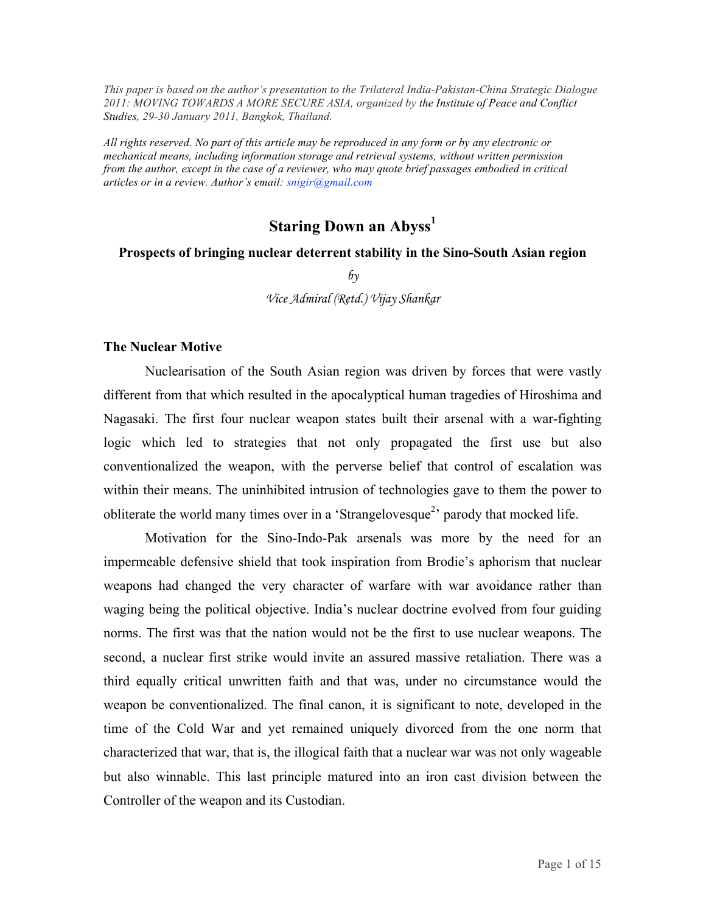*This paper is based on the author's presentation to the Trilateral India-Pakistan-China Strategic Dialogue 2011: MOVING TOWARDS A MORE SECURE ASIA, organized by the Institute of Peace and Conflict Studies, 29-30 January 2011, Bangkok, Thailand.*

*All rights reserved. No part of this article may be reproduced in any form or by any electronic or mechanical means, including information storage and retrieval systems, without written permission from the author, except in the case of a reviewer, who may quote brief passages embodied in critical articles or in a review. Author's email: snigir@gmail.com*

# Staring Down an Abyss[1]

**Prospects of bringing nuclear deterrent stability in the Sino-South Asian region**

*by*

*Vice Admiral (Retd.) Vijay Shankar*

## The Nuclear Motive

Nuclearisation of the South Asian region was driven by forces that were vastly different from that which resulted in the apocalyptical human tragedies of Hiroshima and Nagasaki. The first four nuclear weapon states built their arsenal with a war-fighting logic which led to strategies that not only propagated the first use but also conventionalized the weapon, with the perverse belief that control of escalation was within their means. The uninhibited intrusion of technologies gave to them the power to obliterate the world many times over in a 'Strangelovesque[2]' parody that mocked life.

Motivation for the Sino-Indo-Pak arsenals was more by the need for an impermeable defensive shield that took inspiration from Brodie's aphorism that nuclear weapons had changed the very character of warfare with war avoidance rather than waging being the political objective. India's nuclear doctrine evolved from four guiding norms. The first was that the nation would not be the first to use nuclear weapons. The second, a nuclear first strike would invite an assured massive retaliation. There was a third equally critical unwritten faith and that was, under no circumstance would the weapon be conventionalized. The final canon, it is significant to note, developed in the time of the Cold War and yet remained uniquely divorced from the one norm that characterized that war, that is, the illogical faith that a nuclear war was not only wageable but also winnable. This last principle matured into an iron cast division between the Controller of the weapon and its Custodian.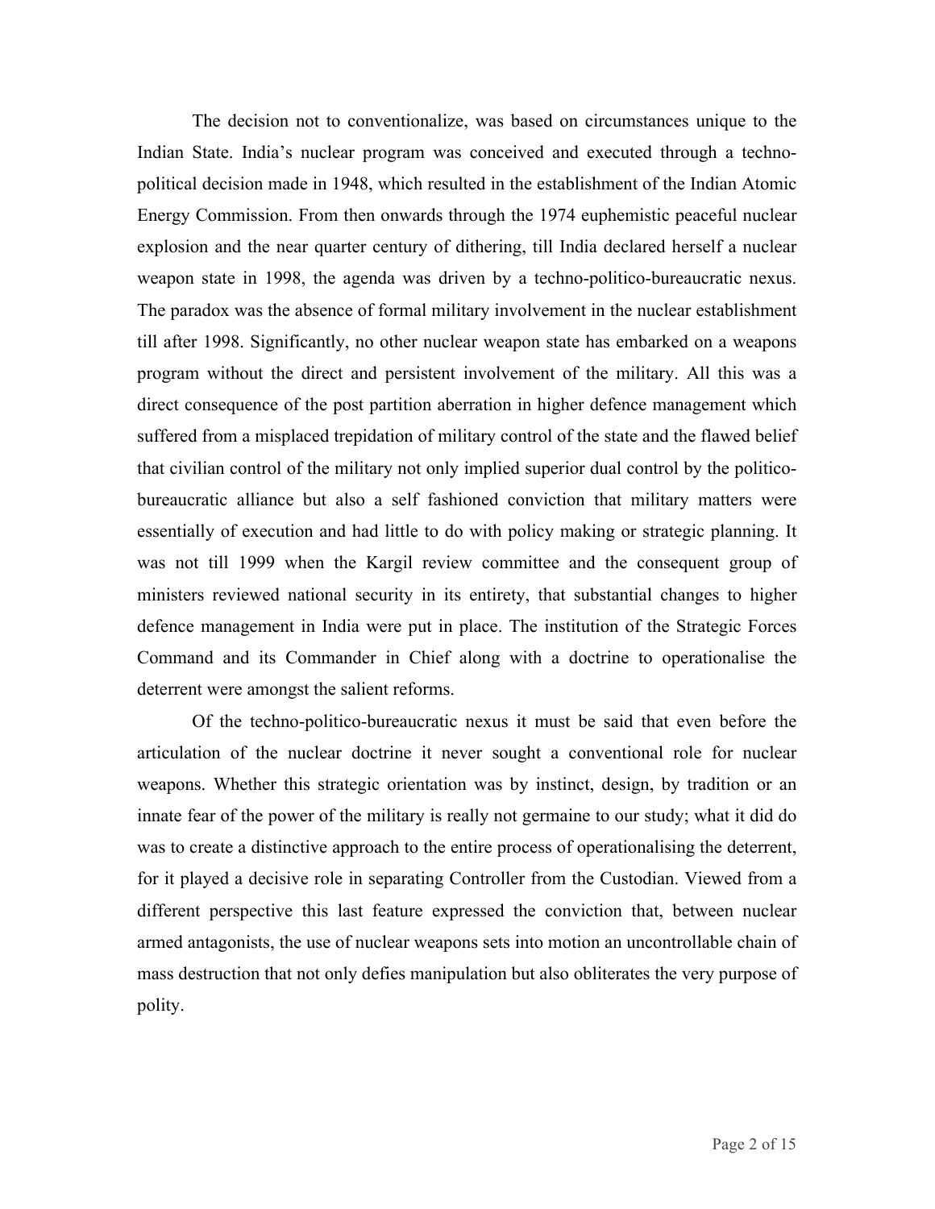The decision not to conventionalize, was based on circumstances unique to the Indian State. India's nuclear program was conceived and executed through a techno-political decision made in 1948, which resulted in the establishment of the Indian Atomic Energy Commission. From then onwards through the 1974 euphemistic peaceful nuclear explosion and the near quarter century of dithering, till India declared herself a nuclear weapon state in 1998, the agenda was driven by a techno-politico-bureaucratic nexus. The paradox was the absence of formal military involvement in the nuclear establishment till after 1998. Significantly, no other nuclear weapon state has embarked on a weapons program without the direct and persistent involvement of the military. All this was a direct consequence of the post partition aberration in higher defence management which suffered from a misplaced trepidation of military control of the state and the flawed belief that civilian control of the military not only implied superior dual control by the politico-bureaucratic alliance but also a self fashioned conviction that military matters were essentially of execution and had little to do with policy making or strategic planning. It was not till 1999 when the Kargil review committee and the consequent group of ministers reviewed national security in its entirety, that substantial changes to higher defence management in India were put in place. The institution of the Strategic Forces Command and its Commander in Chief along with a doctrine to operationalise the deterrent were amongst the salient reforms.

Of the techno-politico-bureaucratic nexus it must be said that even before the articulation of the nuclear doctrine it never sought a conventional role for nuclear weapons. Whether this strategic orientation was by instinct, design, by tradition or an innate fear of the power of the military is really not germaine to our study; what it did do was to create a distinctive approach to the entire process of operationalising the deterrent, for it played a decisive role in separating Controller from the Custodian. Viewed from a different perspective this last feature expressed the conviction that, between nuclear armed antagonists, the use of nuclear weapons sets into motion an uncontrollable chain of mass destruction that not only defies manipulation but also obliterates the very purpose of polity.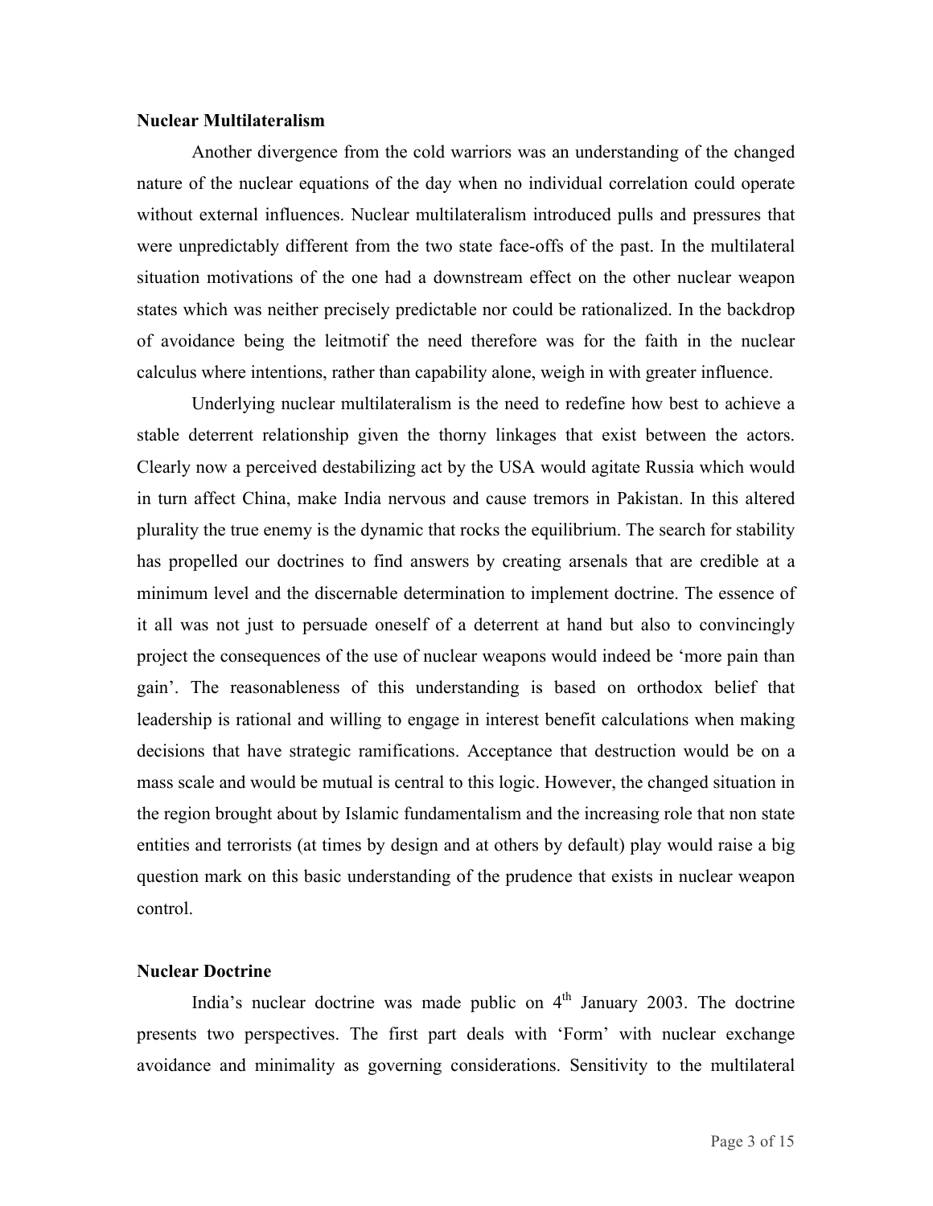**Nuclear Multilateralism**

Another divergence from the cold warriors was an understanding of the changed nature of the nuclear equations of the day when no individual correlation could operate without external influences. Nuclear multilateralism introduced pulls and pressures that were unpredictably different from the two state face-offs of the past. In the multilateral situation motivations of the one had a downstream effect on the other nuclear weapon states which was neither precisely predictable nor could be rationalized. In the backdrop of avoidance being the leitmotif the need therefore was for the faith in the nuclear calculus where intentions, rather than capability alone, weigh in with greater influence.

Underlying nuclear multilateralism is the need to redefine how best to achieve a stable deterrent relationship given the thorny linkages that exist between the actors. Clearly now a perceived destabilizing act by the USA would agitate Russia which would in turn affect China, make India nervous and cause tremors in Pakistan. In this altered plurality the true enemy is the dynamic that rocks the equilibrium. The search for stability has propelled our doctrines to find answers by creating arsenals that are credible at a minimum level and the discernable determination to implement doctrine. The essence of it all was not just to persuade oneself of a deterrent at hand but also to convincingly project the consequences of the use of nuclear weapons would indeed be 'more pain than gain'. The reasonableness of this understanding is based on orthodox belief that leadership is rational and willing to engage in interest benefit calculations when making decisions that have strategic ramifications. Acceptance that destruction would be on a mass scale and would be mutual is central to this logic. However, the changed situation in the region brought about by Islamic fundamentalism and the increasing role that non state entities and terrorists (at times by design and at others by default) play would raise a big question mark on this basic understanding of the prudence that exists in nuclear weapon control.

**Nuclear Doctrine**

India's nuclear doctrine was made public on 4th January 2003. The doctrine presents two perspectives. The first part deals with 'Form' with nuclear exchange avoidance and minimality as governing considerations. Sensitivity to the multilateral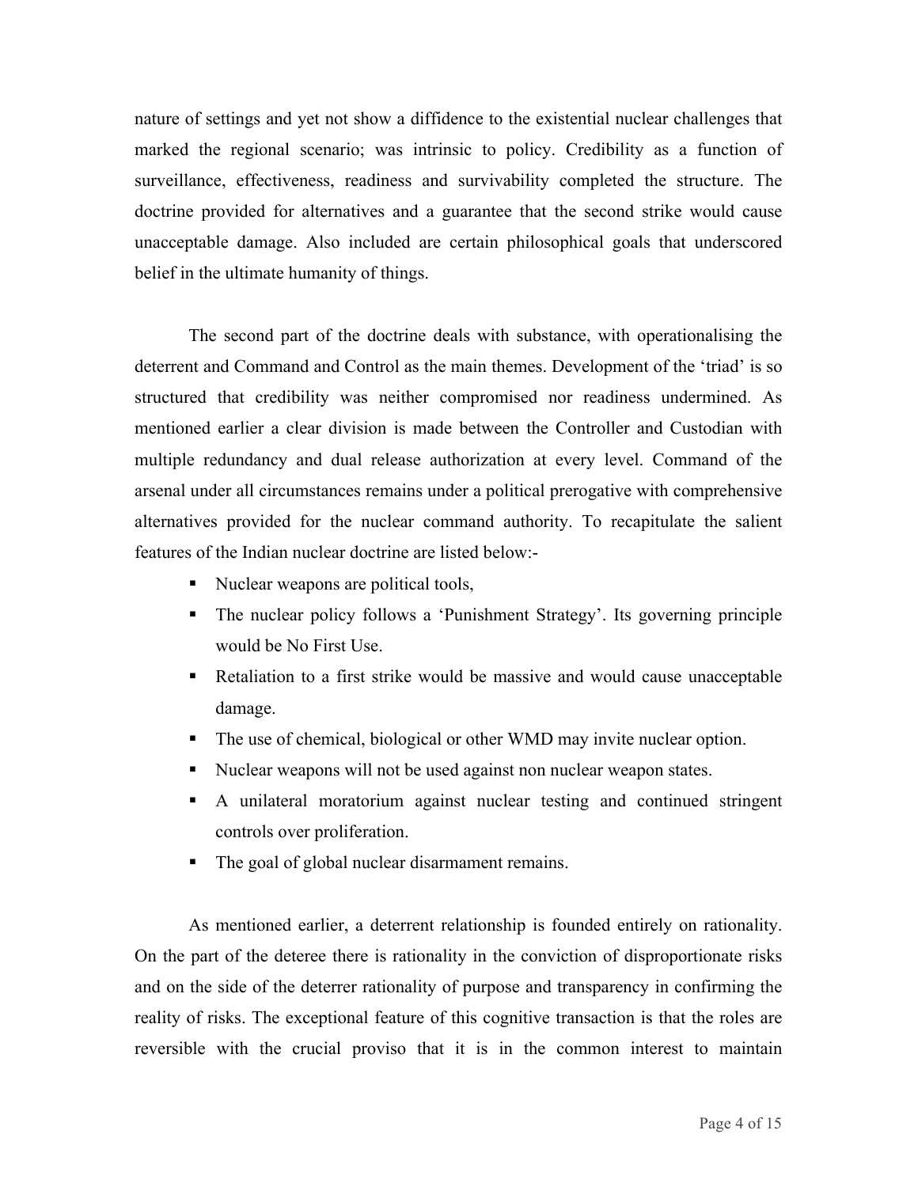nature of settings and yet not show a diffidence to the existential nuclear challenges that marked the regional scenario; was intrinsic to policy. Credibility as a function of surveillance, effectiveness, readiness and survivability completed the structure. The doctrine provided for alternatives and a guarantee that the second strike would cause unacceptable damage. Also included are certain philosophical goals that underscored belief in the ultimate humanity of things.

The second part of the doctrine deals with substance, with operationalising the deterrent and Command and Control as the main themes. Development of the 'triad' is so structured that credibility was neither compromised nor readiness undermined. As mentioned earlier a clear division is made between the Controller and Custodian with multiple redundancy and dual release authorization at every level. Command of the arsenal under all circumstances remains under a political prerogative with comprehensive alternatives provided for the nuclear command authority. To recapitulate the salient features of the Indian nuclear doctrine are listed below:-

- Nuclear weapons are political tools,
- The nuclear policy follows a 'Punishment Strategy'. Its governing principle would be No First Use.
- Retaliation to a first strike would be massive and would cause unacceptable damage.
- The use of chemical, biological or other WMD may invite nuclear option.
- Nuclear weapons will not be used against non nuclear weapon states.
- A unilateral moratorium against nuclear testing and continued stringent controls over proliferation.
- The goal of global nuclear disarmament remains.

As mentioned earlier, a deterrent relationship is founded entirely on rationality. On the part of the deteree there is rationality in the conviction of disproportionate risks and on the side of the deterrer rationality of purpose and transparency in confirming the reality of risks. The exceptional feature of this cognitive transaction is that the roles are reversible with the crucial proviso that it is in the common interest to maintain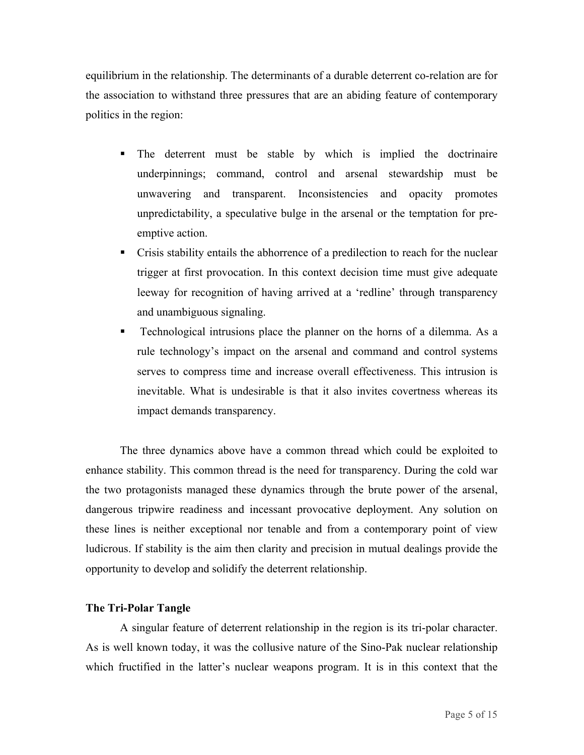equilibrium in the relationship. The determinants of a durable deterrent co-relation are for the association to withstand three pressures that are an abiding feature of contemporary politics in the region:

- The deterrent must be stable by which is implied the doctrinaire underpinnings; command, control and arsenal stewardship must be unwavering and transparent. Inconsistencies and opacity promotes unpredictability, a speculative bulge in the arsenal or the temptation for pre-emptive action.
- Crisis stability entails the abhorrence of a predilection to reach for the nuclear trigger at first provocation. In this context decision time must give adequate leeway for recognition of having arrived at a 'redline' through transparency and unambiguous signaling.
- Technological intrusions place the planner on the horns of a dilemma. As a rule technology's impact on the arsenal and command and control systems serves to compress time and increase overall effectiveness. This intrusion is inevitable. What is undesirable is that it also invites covertness whereas its impact demands transparency.

The three dynamics above have a common thread which could be exploited to enhance stability. This common thread is the need for transparency. During the cold war the two protagonists managed these dynamics through the brute power of the arsenal, dangerous tripwire readiness and incessant provocative deployment. Any solution on these lines is neither exceptional nor tenable and from a contemporary point of view ludicrous. If stability is the aim then clarity and precision in mutual dealings provide the opportunity to develop and solidify the deterrent relationship.

**The Tri-Polar Tangle**

A singular feature of deterrent relationship in the region is its tri-polar character. As is well known today, it was the collusive nature of the Sino-Pak nuclear relationship which fructified in the latter's nuclear weapons program. It is in this context that the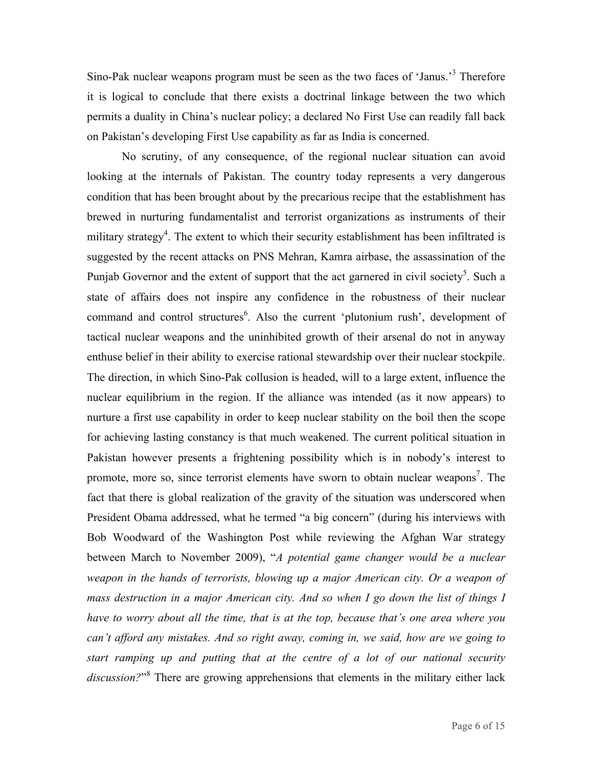Sino-Pak nuclear weapons program must be seen as the two faces of 'Janus.'[3] Therefore it is logical to conclude that there exists a doctrinal linkage between the two which permits a duality in China's nuclear policy; a declared No First Use can readily fall back on Pakistan's developing First Use capability as far as India is concerned.

No scrutiny, of any consequence, of the regional nuclear situation can avoid looking at the internals of Pakistan. The country today represents a very dangerous condition that has been brought about by the precarious recipe that the establishment has brewed in nurturing fundamentalist and terrorist organizations as instruments of their military strategy[4]. The extent to which their security establishment has been infiltrated is suggested by the recent attacks on PNS Mehran, Kamra airbase, the assassination of the Punjab Governor and the extent of support that the act garnered in civil society[5]. Such a state of affairs does not inspire any confidence in the robustness of their nuclear command and control structures[6]. Also the current 'plutonium rush', development of tactical nuclear weapons and the uninhibited growth of their arsenal do not in anyway enthuse belief in their ability to exercise rational stewardship over their nuclear stockpile. The direction, in which Sino-Pak collusion is headed, will to a large extent, influence the nuclear equilibrium in the region. If the alliance was intended (as it now appears) to nurture a first use capability in order to keep nuclear stability on the boil then the scope for achieving lasting constancy is that much weakened. The current political situation in Pakistan however presents a frightening possibility which is in nobody's interest to promote, more so, since terrorist elements have sworn to obtain nuclear weapons[7]. The fact that there is global realization of the gravity of the situation was underscored when President Obama addressed, what he termed "a big concern" (during his interviews with Bob Woodward of the Washington Post while reviewing the Afghan War strategy between March to November 2009), "*A potential game changer would be a nuclear weapon in the hands of terrorists, blowing up a major American city. Or a weapon of mass destruction in a major American city. And so when I go down the list of things I have to worry about all the time, that is at the top, because that's one area where you can't afford any mistakes. And so right away, coming in, we said, how are we going to start ramping up and putting that at the centre of a lot of our national security discussion?*"[8] There are growing apprehensions that elements in the military either lack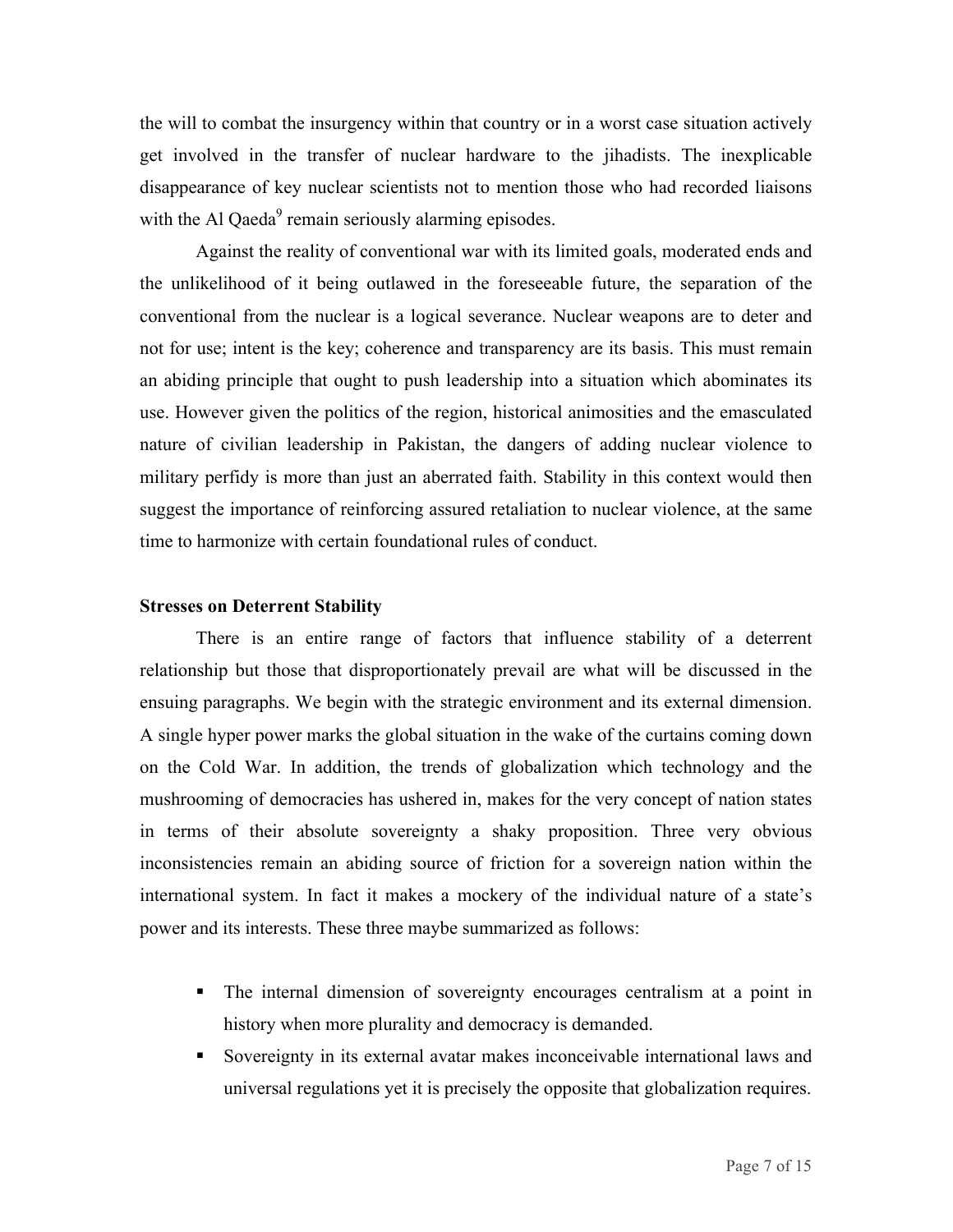the will to combat the insurgency within that country or in a worst case situation actively get involved in the transfer of nuclear hardware to the jihadists. The inexplicable disappearance of key nuclear scientists not to mention those who had recorded liaisons with the Al Qaeda[9] remain seriously alarming episodes.

Against the reality of conventional war with its limited goals, moderated ends and the unlikelihood of it being outlawed in the foreseeable future, the separation of the conventional from the nuclear is a logical severance. Nuclear weapons are to deter and not for use; intent is the key; coherence and transparency are its basis. This must remain an abiding principle that ought to push leadership into a situation which abominates its use. However given the politics of the region, historical animosities and the emasculated nature of civilian leadership in Pakistan, the dangers of adding nuclear violence to military perfidy is more than just an aberrated faith. Stability in this context would then suggest the importance of reinforcing assured retaliation to nuclear violence, at the same time to harmonize with certain foundational rules of conduct.

**Stresses on Deterrent Stability**

There is an entire range of factors that influence stability of a deterrent relationship but those that disproportionately prevail are what will be discussed in the ensuing paragraphs. We begin with the strategic environment and its external dimension. A single hyper power marks the global situation in the wake of the curtains coming down on the Cold War. In addition, the trends of globalization which technology and the mushrooming of democracies has ushered in, makes for the very concept of nation states in terms of their absolute sovereignty a shaky proposition. Three very obvious inconsistencies remain an abiding source of friction for a sovereign nation within the international system. In fact it makes a mockery of the individual nature of a state's power and its interests. These three maybe summarized as follows:

- The internal dimension of sovereignty encourages centralism at a point in history when more plurality and democracy is demanded.
- Sovereignty in its external avatar makes inconceivable international laws and universal regulations yet it is precisely the opposite that globalization requires.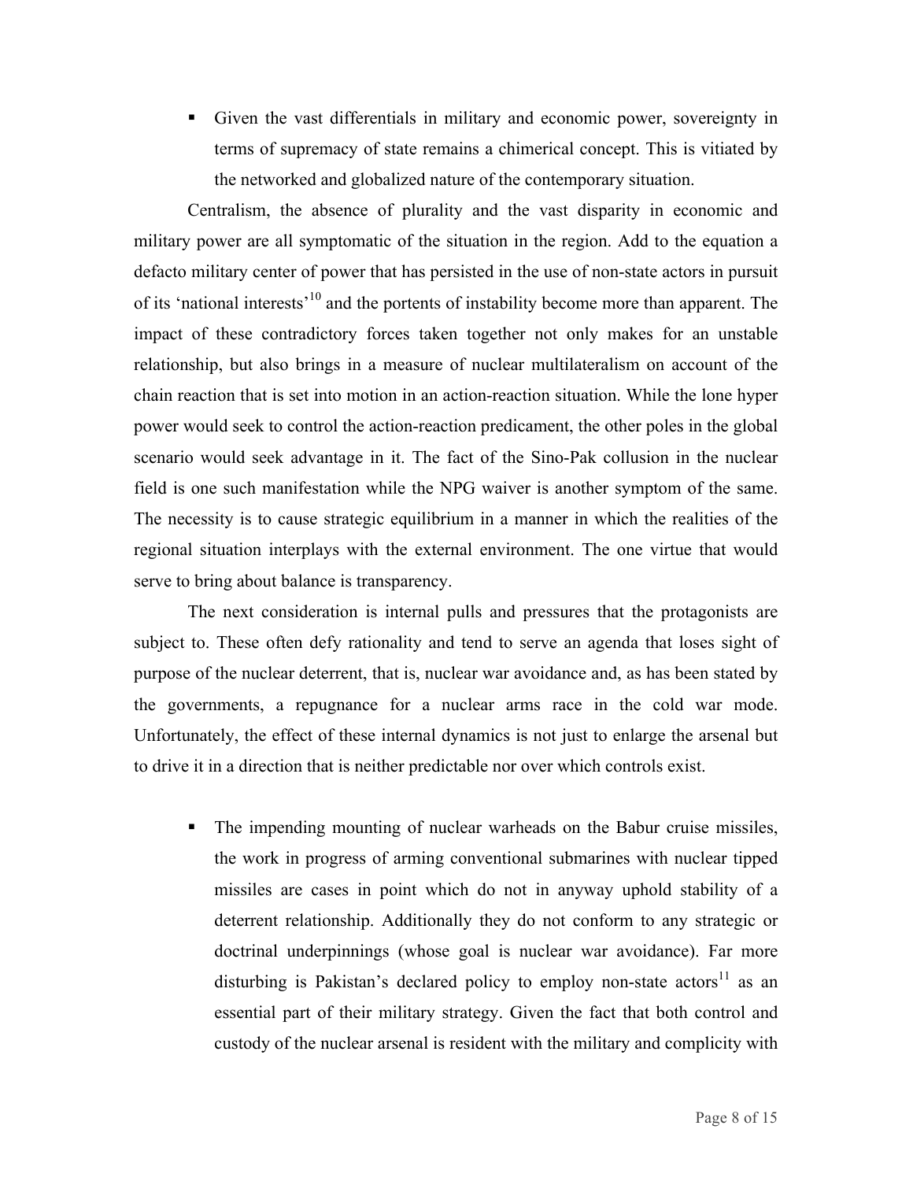- Given the vast differentials in military and economic power, sovereignty in terms of supremacy of state remains a chimerical concept. This is vitiated by the networked and globalized nature of the contemporary situation.

Centralism, the absence of plurality and the vast disparity in economic and military power are all symptomatic of the situation in the region. Add to the equation a defacto military center of power that has persisted in the use of non-state actors in pursuit of its 'national interests'[10] and the portents of instability become more than apparent. The impact of these contradictory forces taken together not only makes for an unstable relationship, but also brings in a measure of nuclear multilateralism on account of the chain reaction that is set into motion in an action-reaction situation. While the lone hyper power would seek to control the action-reaction predicament, the other poles in the global scenario would seek advantage in it. The fact of the Sino-Pak collusion in the nuclear field is one such manifestation while the NPG waiver is another symptom of the same. The necessity is to cause strategic equilibrium in a manner in which the realities of the regional situation interplays with the external environment. The one virtue that would serve to bring about balance is transparency.

The next consideration is internal pulls and pressures that the protagonists are subject to. These often defy rationality and tend to serve an agenda that loses sight of purpose of the nuclear deterrent, that is, nuclear war avoidance and, as has been stated by the governments, a repugnance for a nuclear arms race in the cold war mode. Unfortunately, the effect of these internal dynamics is not just to enlarge the arsenal but to drive it in a direction that is neither predictable nor over which controls exist.

- The impending mounting of nuclear warheads on the Babur cruise missiles, the work in progress of arming conventional submarines with nuclear tipped missiles are cases in point which do not in anyway uphold stability of a deterrent relationship. Additionally they do not conform to any strategic or doctrinal underpinnings (whose goal is nuclear war avoidance). Far more disturbing is Pakistan's declared policy to employ non-state actors[11] as an essential part of their military strategy. Given the fact that both control and custody of the nuclear arsenal is resident with the military and complicity with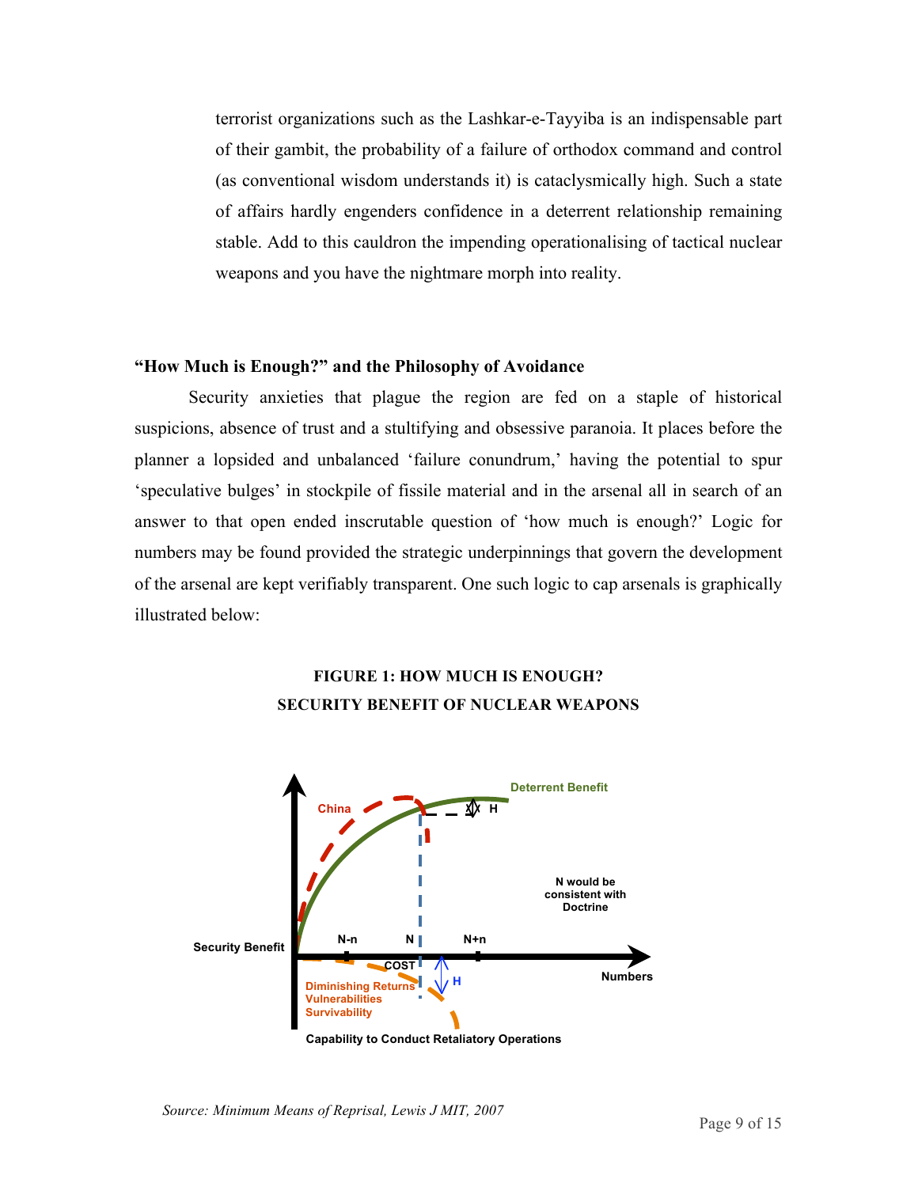terrorist organizations such as the Lashkar-e-Tayyiba is an indispensable part of their gambit, the probability of a failure of orthodox command and control (as conventional wisdom understands it) is cataclysmically high. Such a state of affairs hardly engenders confidence in a deterrent relationship remaining stable. Add to this cauldron the impending operationalising of tactical nuclear weapons and you have the nightmare morph into reality.

## "How Much is Enough?" and the Philosophy of Avoidance

Security anxieties that plague the region are fed on a staple of historical suspicions, absence of trust and a stultifying and obsessive paranoia. It places before the planner a lopsided and unbalanced 'failure conundrum,' having the potential to spur 'speculative bulges' in stockpile of fissile material and in the arsenal all in search of an answer to that open ended inscrutable question of 'how much is enough?' Logic for numbers may be found provided the strategic underpinnings that govern the development of the arsenal are kept verifiably transparent. One such logic to cap arsenals is graphically illustrated below:

**FIGURE 1: HOW MUCH IS ENOUGH?**
**SECURITY BENEFIT OF NUCLEAR WEAPONS**

Deterrent Benefit

China

H

N would be consistent with Doctrine

Security Benefit

N-n N N+n

COST

Numbers

H

Diminishing Returns
Vulnerabilities
Survivability

Capability to Conduct Retaliatory Operations

*Source: Minimum Means of Reprisal, Lewis J MIT, 2007*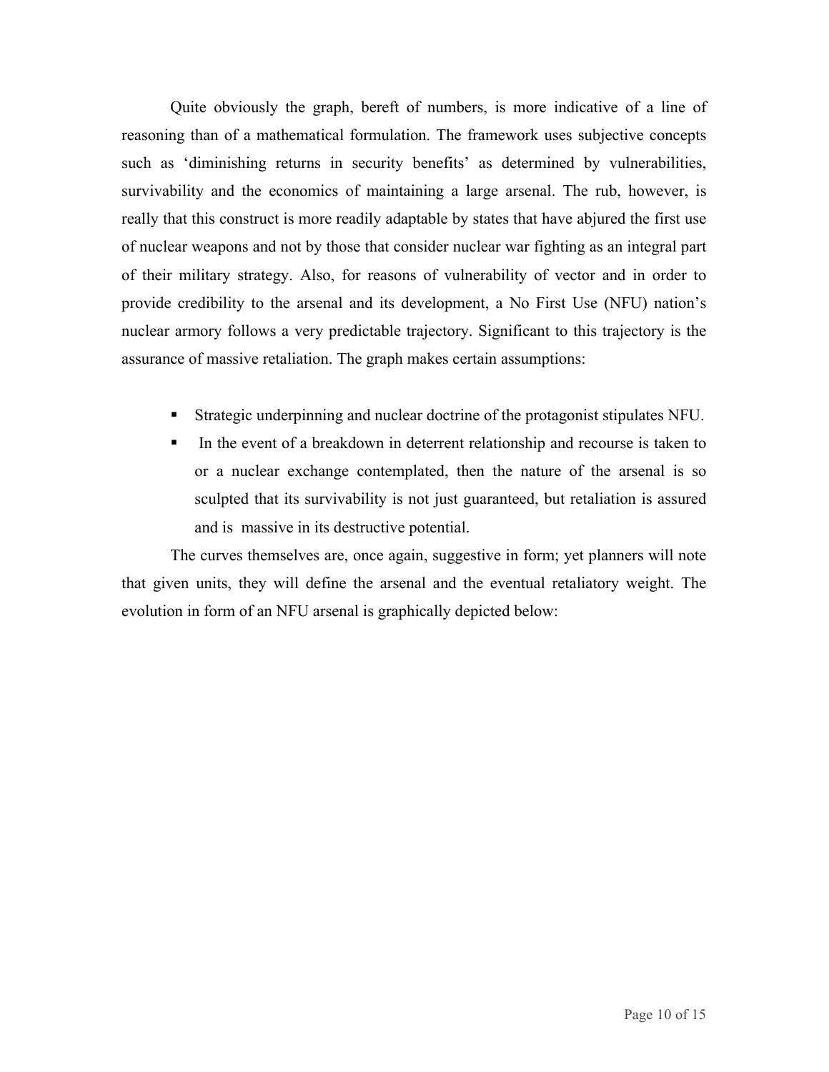Quite obviously the graph, bereft of numbers, is more indicative of a line of reasoning than of a mathematical formulation. The framework uses subjective concepts such as 'diminishing returns in security benefits' as determined by vulnerabilities, survivability and the economics of maintaining a large arsenal. The rub, however, is really that this construct is more readily adaptable by states that have abjured the first use of nuclear weapons and not by those that consider nuclear war fighting as an integral part of their military strategy. Also, for reasons of vulnerability of vector and in order to provide credibility to the arsenal and its development, a No First Use (NFU) nation's nuclear armory follows a very predictable trajectory. Significant to this trajectory is the assurance of massive retaliation. The graph makes certain assumptions:

- Strategic underpinning and nuclear doctrine of the protagonist stipulates NFU.
- In the event of a breakdown in deterrent relationship and recourse is taken to or a nuclear exchange contemplated, then the nature of the arsenal is so sculpted that its survivability is not just guaranteed, but retaliation is assured and is massive in its destructive potential.

The curves themselves are, once again, suggestive in form; yet planners will note that given units, they will define the arsenal and the eventual retaliatory weight. The evolution in form of an NFU arsenal is graphically depicted below: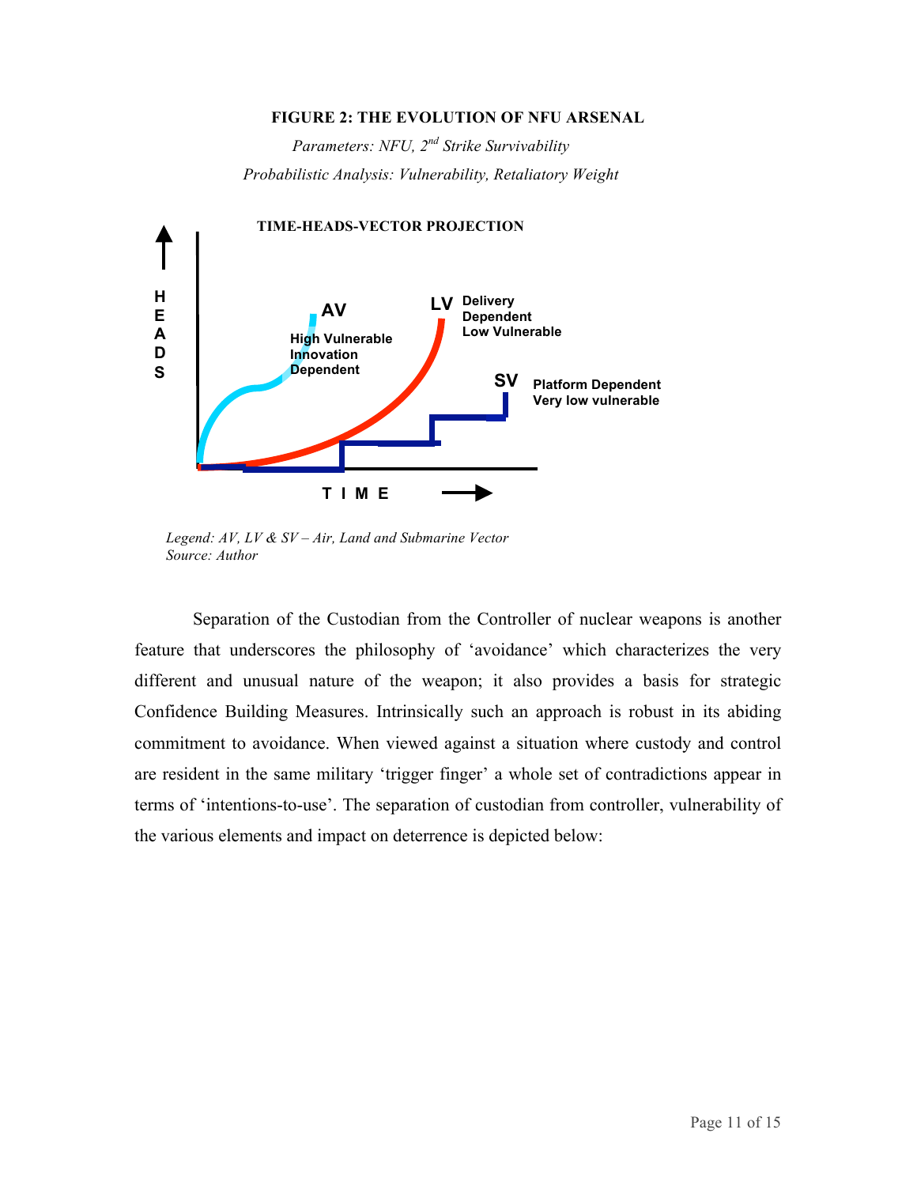**FIGURE 2: THE EVOLUTION OF NFU ARSENAL**

*Parameters: NFU, 2nd Strike Survivability*

*Probabilistic Analysis: Vulnerability, Retaliatory Weight*

*Legend: AV, LV & SV – Air, Land and Submarine Vector*
*Source: Author*

Separation of the Custodian from the Controller of nuclear weapons is another feature that underscores the philosophy of 'avoidance' which characterizes the very different and unusual nature of the weapon; it also provides a basis for strategic Confidence Building Measures. Intrinsically such an approach is robust in its abiding commitment to avoidance. When viewed against a situation where custody and control are resident in the same military 'trigger finger' a whole set of contradictions appear in terms of 'intentions-to-use'. The separation of custodian from controller, vulnerability of the various elements and impact on deterrence is depicted below: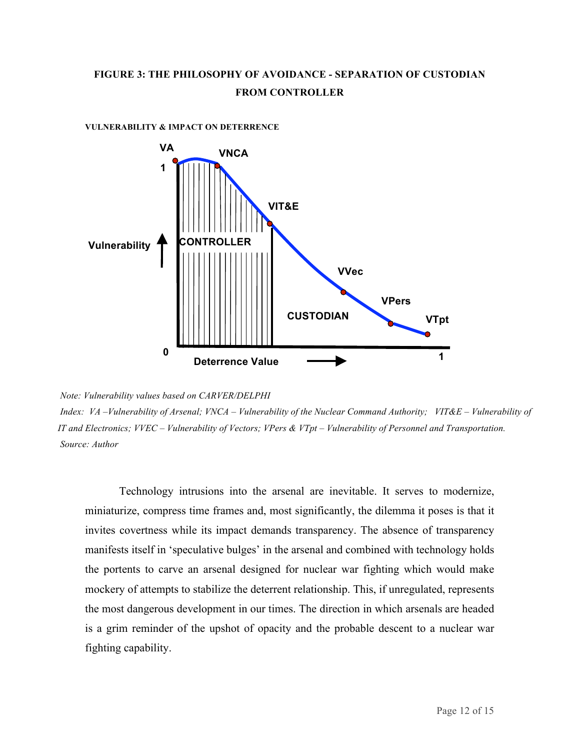**FIGURE 3: THE PHILOSOPHY OF AVOIDANCE - SEPARATION OF CUSTODIAN FROM CONTROLLER**

**VULNERABILITY & IMPACT ON DETERRENCE**

*Note: Vulnerability values based on CARVER/DELPHI*

*Index: VA –Vulnerability of Arsenal; VNCA – Vulnerability of the Nuclear Command Authority; VIT&E – Vulnerability of IT and Electronics; VVEC – Vulnerability of Vectors; VPers & VTpt – Vulnerability of Personnel and Transportation.*

*Source: Author*

Technology intrusions into the arsenal are inevitable. It serves to modernize, miniaturize, compress time frames and, most significantly, the dilemma it poses is that it invites covertness while its impact demands transparency. The absence of transparency manifests itself in 'speculative bulges' in the arsenal and combined with technology holds the portents to carve an arsenal designed for nuclear war fighting which would make mockery of attempts to stabilize the deterrent relationship. This, if unregulated, represents the most dangerous development in our times. The direction in which arsenals are headed is a grim reminder of the upshot of opacity and the probable descent to a nuclear war fighting capability.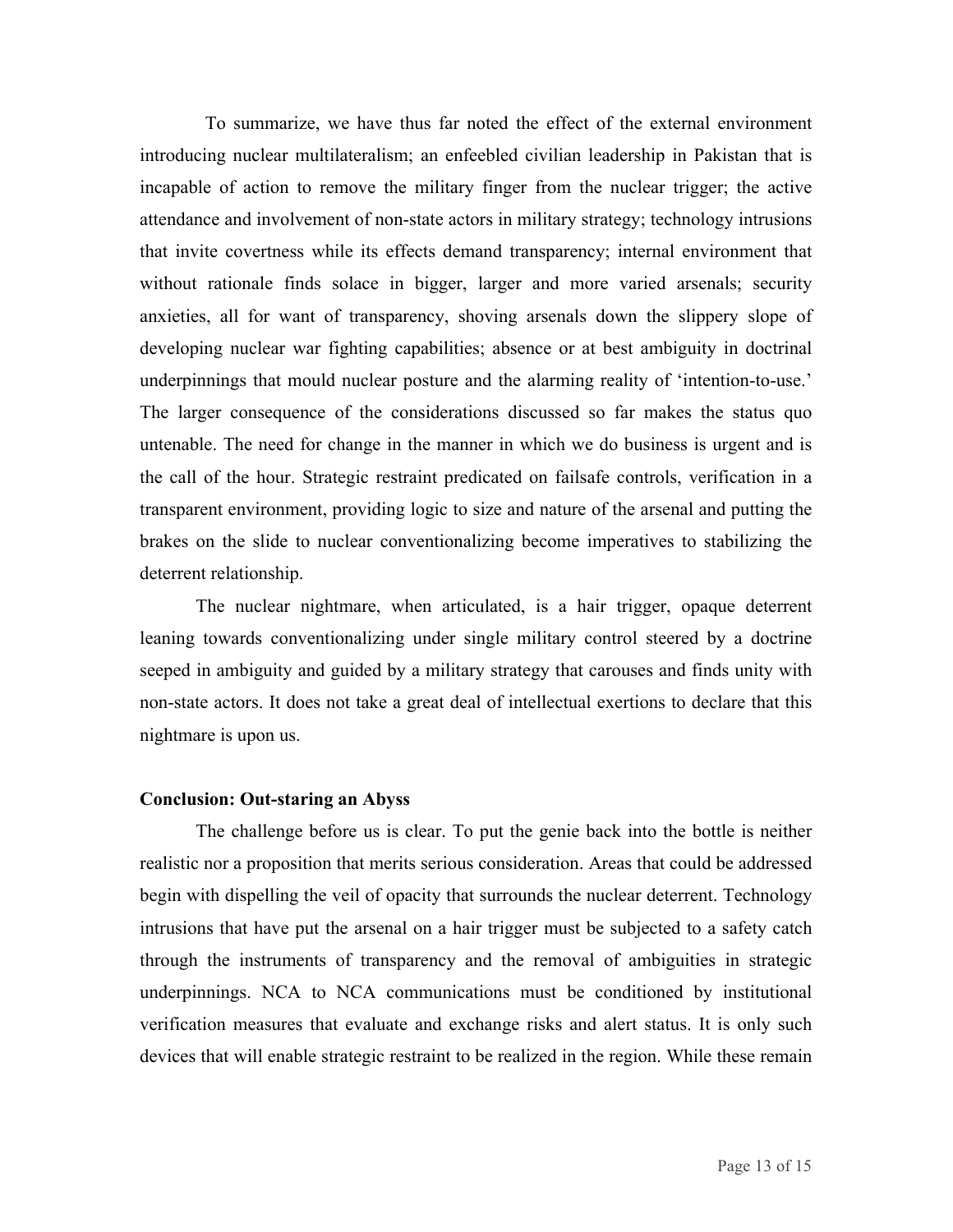To summarize, we have thus far noted the effect of the external environment introducing nuclear multilateralism; an enfeebled civilian leadership in Pakistan that is incapable of action to remove the military finger from the nuclear trigger; the active attendance and involvement of non-state actors in military strategy; technology intrusions that invite covertness while its effects demand transparency; internal environment that without rationale finds solace in bigger, larger and more varied arsenals; security anxieties, all for want of transparency, shoving arsenals down the slippery slope of developing nuclear war fighting capabilities; absence or at best ambiguity in doctrinal underpinnings that mould nuclear posture and the alarming reality of 'intention-to-use.' The larger consequence of the considerations discussed so far makes the status quo untenable. The need for change in the manner in which we do business is urgent and is the call of the hour. Strategic restraint predicated on failsafe controls, verification in a transparent environment, providing logic to size and nature of the arsenal and putting the brakes on the slide to nuclear conventionalizing become imperatives to stabilizing the deterrent relationship.

The nuclear nightmare, when articulated, is a hair trigger, opaque deterrent leaning towards conventionalizing under single military control steered by a doctrine seeped in ambiguity and guided by a military strategy that carouses and finds unity with non-state actors. It does not take a great deal of intellectual exertions to declare that this nightmare is upon us.

**Conclusion: Out-staring an Abyss**

The challenge before us is clear. To put the genie back into the bottle is neither realistic nor a proposition that merits serious consideration. Areas that could be addressed begin with dispelling the veil of opacity that surrounds the nuclear deterrent. Technology intrusions that have put the arsenal on a hair trigger must be subjected to a safety catch through the instruments of transparency and the removal of ambiguities in strategic underpinnings. NCA to NCA communications must be conditioned by institutional verification measures that evaluate and exchange risks and alert status. It is only such devices that will enable strategic restraint to be realized in the region. While these remain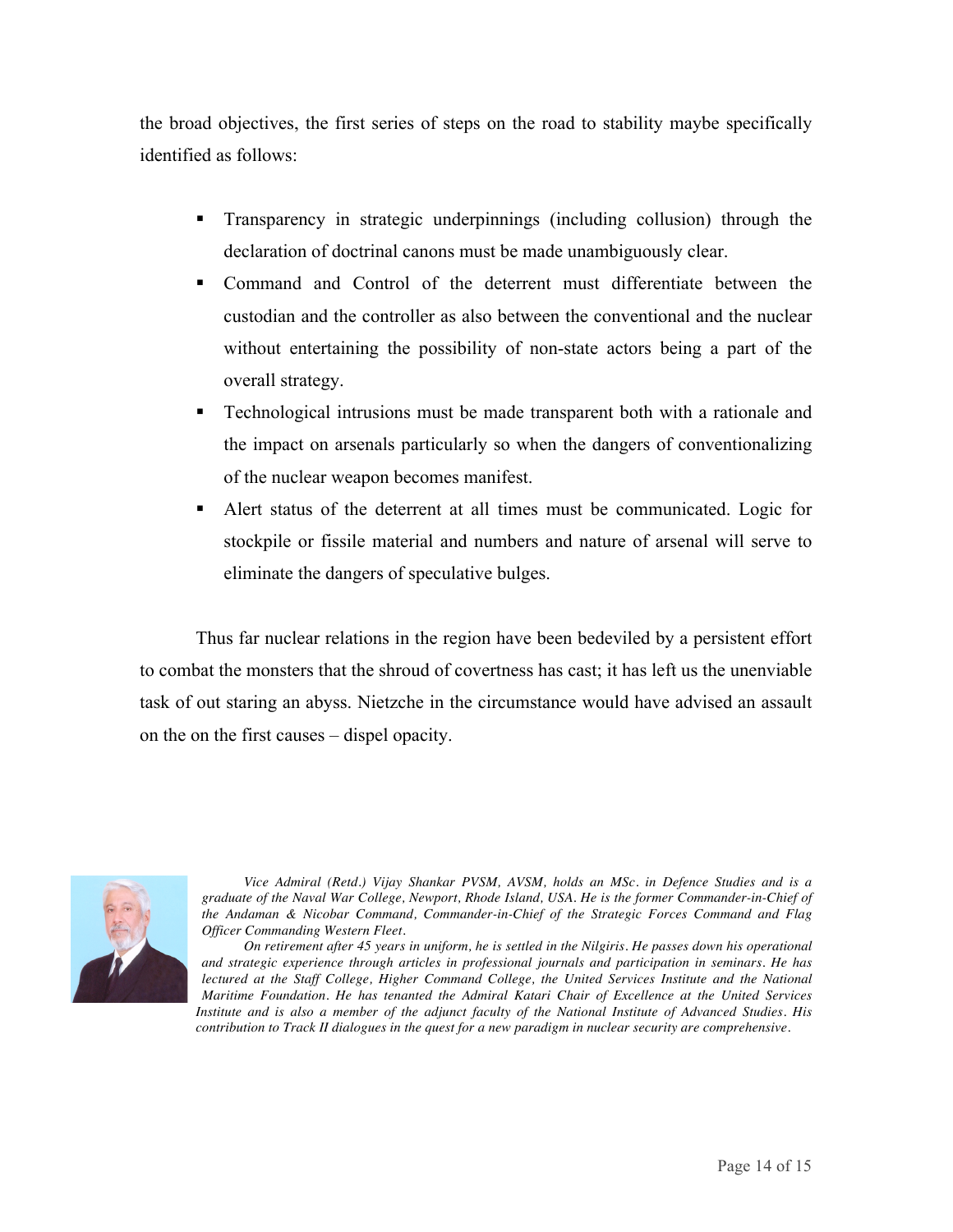the broad objectives, the first series of steps on the road to stability maybe specifically identified as follows:

- Transparency in strategic underpinnings (including collusion) through the declaration of doctrinal canons must be made unambiguously clear.
- Command and Control of the deterrent must differentiate between the custodian and the controller as also between the conventional and the nuclear without entertaining the possibility of non-state actors being a part of the overall strategy.
- Technological intrusions must be made transparent both with a rationale and the impact on arsenals particularly so when the dangers of conventionalizing of the nuclear weapon becomes manifest.
- Alert status of the deterrent at all times must be communicated. Logic for stockpile or fissile material and numbers and nature of arsenal will serve to eliminate the dangers of speculative bulges.

Thus far nuclear relations in the region have been bedeviled by a persistent effort to combat the monsters that the shroud of covertness has cast; it has left us the unenviable task of out staring an abyss. Nietzche in the circumstance would have advised an assault on the on the first causes – dispel opacity.

*Vice Admiral (Retd.) Vijay Shankar PVSM, AVSM, holds an MSc. in Defence Studies and is a graduate of the Naval War College, Newport, Rhode Island, USA. He is the former Commander-in-Chief of the Andaman & Nicobar Command, Commander-in-Chief of the Strategic Forces Command and Flag Officer Commanding Western Fleet.*

*On retirement after 45 years in uniform, he is settled in the Nilgiris. He passes down his operational and strategic experience through articles in professional journals and participation in seminars. He has lectured at the Staff College, Higher Command College, the United Services Institute and the National Maritime Foundation. He has tenanted the Admiral Katari Chair of Excellence at the United Services Institute and is also a member of the adjunct faculty of the National Institute of Advanced Studies. His contribution to Track II dialogues in the quest for a new paradigm in nuclear security are comprehensive.*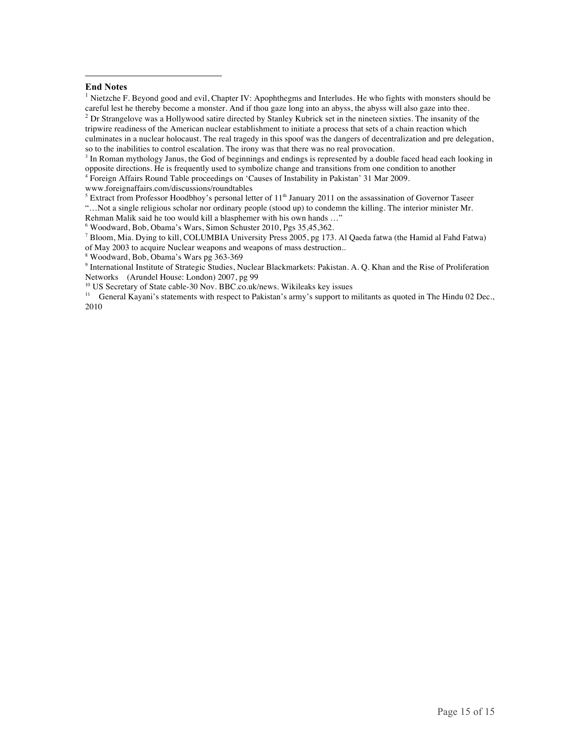**End Notes**

[1] Nietzche F. Beyond good and evil, Chapter IV: Apophthegms and Interludes. He who fights with monsters should be careful lest he thereby become a monster. And if thou gaze long into an abyss, the abyss will also gaze into thee.

[2] Dr Strangelove was a Hollywood satire directed by Stanley Kubrick set in the nineteen sixties. The insanity of the tripwire readiness of the American nuclear establishment to initiate a process that sets of a chain reaction which culminates in a nuclear holocaust. The real tragedy in this spoof was the dangers of decentralization and pre delegation, so to the inabilities to control escalation. The irony was that there was no real provocation.

[3] In Roman mythology Janus, the God of beginnings and endings is represented by a double faced head each looking in opposite directions. He is frequently used to symbolize change and transitions from one condition to another

[4] Foreign Affairs Round Table proceedings on 'Causes of Instability in Pakistan' 31 Mar 2009. www.foreignaffairs.com/discussions/roundtables

[5] Extract from Professor Hoodbhoy's personal letter of 11th January 2011 on the assassination of Governor Taseer "…Not a single religious scholar nor ordinary people (stood up) to condemn the killing. The interior minister Mr. Rehman Malik said he too would kill a blasphemer with his own hands …"

[6] Woodward, Bob, Obama's Wars, Simon Schuster 2010, Pgs 35,45,362.

[7] Bloom, Mia. Dying to kill, COLUMBIA University Press 2005, pg 173. Al Qaeda fatwa (the Hamid al Fahd Fatwa) of May 2003 to acquire Nuclear weapons and weapons of mass destruction..

[8] Woodward, Bob, Obama's Wars pg 363-369

[9] International Institute of Strategic Studies, Nuclear Blackmarkets: Pakistan. A. Q. Khan and the Rise of Proliferation Networks (Arundel House: London) 2007, pg 99

[10] US Secretary of State cable-30 Nov. BBC.co.uk/news. Wikileaks key issues

[11] General Kayani's statements with respect to Pakistan's army's support to militants as quoted in The Hindu 02 Dec., 2010